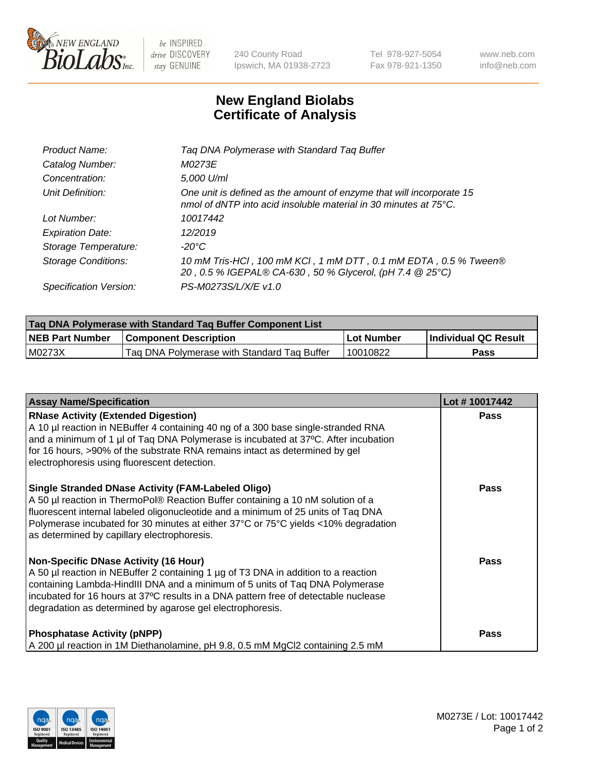# New England Biolabs Certificate of Analysis

| | |
|---|---|
| Product Name: | Taq DNA Polymerase with Standard Taq Buffer |
| Catalog Number: | M0273E |
| Concentration: | 5,000 U/ml |
| Unit Definition: | One unit is defined as the amount of enzyme that will incorporate 15 nmol of dNTP into acid insoluble material in 30 minutes at 75°C. |
| Lot Number: | 10017442 |
| Expiration Date: | 12/2019 |
| Storage Temperature: | -20°C |
| Storage Conditions: | 10 mM Tris-HCl , 100 mM KCl , 1 mM DTT , 0.1 mM EDTA , 0.5 % Tween® 20 , 0.5 % IGEPAL® CA-630 , 50 % Glycerol, (pH 7.4 @ 25°C) |
| Specification Version: | PS-M0273S/L/X/E v1.0 |

| Taq DNA Polymerase with Standard Taq Buffer Component List | | | |
|---|---|---|---|
| **NEB Part Number** | **Component Description** | **Lot Number** | **Individual QC Result** |
| M0273X | Taq DNA Polymerase with Standard Taq Buffer | 10010822 | Pass |

| Assay Name/Specification | Lot # 10017442 |
|---|---|
| **RNase Activity (Extended Digestion)**<br>A 10 µl reaction in NEBuffer 4 containing 40 ng of a 300 base single-stranded RNA and a minimum of 1 µl of Taq DNA Polymerase is incubated at 37ºC. After incubation for 16 hours, >90% of the substrate RNA remains intact as determined by gel electrophoresis using fluorescent detection. | Pass |
| **Single Stranded DNase Activity (FAM-Labeled Oligo)**<br>A 50 µl reaction in ThermoPol® Reaction Buffer containing a 10 nM solution of a fluorescent internal labeled oligonucleotide and a minimum of 25 units of Taq DNA Polymerase incubated for 30 minutes at either 37°C or 75°C yields <10% degradation as determined by capillary electrophoresis. | Pass |
| **Non-Specific DNase Activity (16 Hour)**<br>A 50 µl reaction in NEBuffer 2 containing 1 µg of T3 DNA in addition to a reaction containing Lambda-HindIII DNA and a minimum of 5 units of Taq DNA Polymerase incubated for 16 hours at 37ºC results in a DNA pattern free of detectable nuclease degradation as determined by agarose gel electrophoresis. | Pass |
| **Phosphatase Activity (pNPP)**<br>A 200 µl reaction in 1M Diethanolamine, pH 9.8, 0.5 mM $MgCl_2$ containing 2.5 mM | Pass |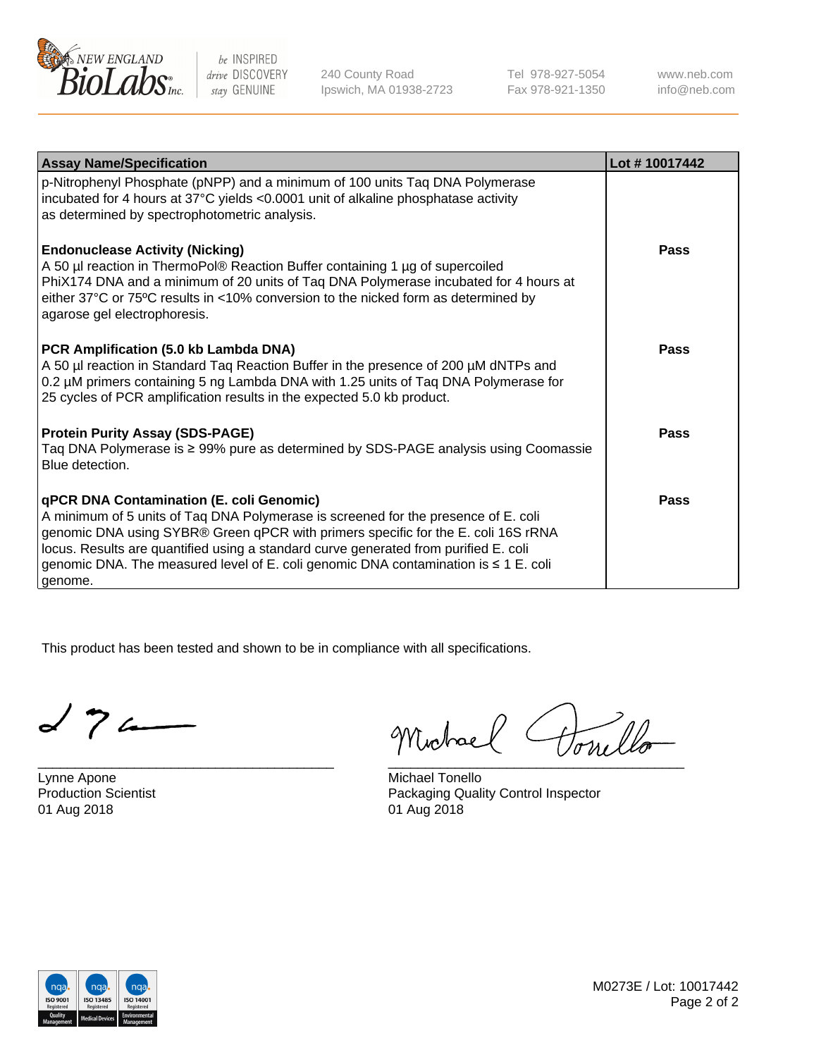| Assay Name/Specification | Lot # 10017442 |
|---|---|
| p-Nitrophenyl Phosphate (pNPP) and a minimum of 100 units Taq DNA Polymerase incubated for 4 hours at 37°C yields <0.0001 unit of alkaline phosphatase activity as determined by spectrophotometric analysis. | |
| **Endonuclease Activity (Nicking)**<br>A 50 µl reaction in ThermoPol® Reaction Buffer containing 1 µg of supercoiled PhiX174 DNA and a minimum of 20 units of Taq DNA Polymerase incubated for 4 hours at either 37°C or 75ºC results in <10% conversion to the nicked form as determined by agarose gel electrophoresis. | **Pass** |
| **PCR Amplification (5.0 kb Lambda DNA)**<br>A 50 µl reaction in Standard Taq Reaction Buffer in the presence of 200 µM dNTPs and 0.2 µM primers containing 5 ng Lambda DNA with 1.25 units of Taq DNA Polymerase for 25 cycles of PCR amplification results in the expected 5.0 kb product. | **Pass** |
| **Protein Purity Assay (SDS-PAGE)**<br>Taq DNA Polymerase is ≥ 99% pure as determined by SDS-PAGE analysis using Coomassie Blue detection. | **Pass** |
| **qPCR DNA Contamination (E. coli Genomic)**<br>A minimum of 5 units of Taq DNA Polymerase is screened for the presence of E. coli genomic DNA using SYBR® Green qPCR with primers specific for the E. coli 16S rRNA locus. Results are quantified using a standard curve generated from purified E. coli genomic DNA. The measured level of E. coli genomic DNA contamination is ≤ 1 E. coli genome. | **Pass** |

This product has been tested and shown to be in compliance with all specifications.

Lynne Apone
Production Scientist
01 Aug 2018

Michael Tonello
Packaging Quality Control Inspector
01 Aug 2018

M0273E / Lot: 10017442